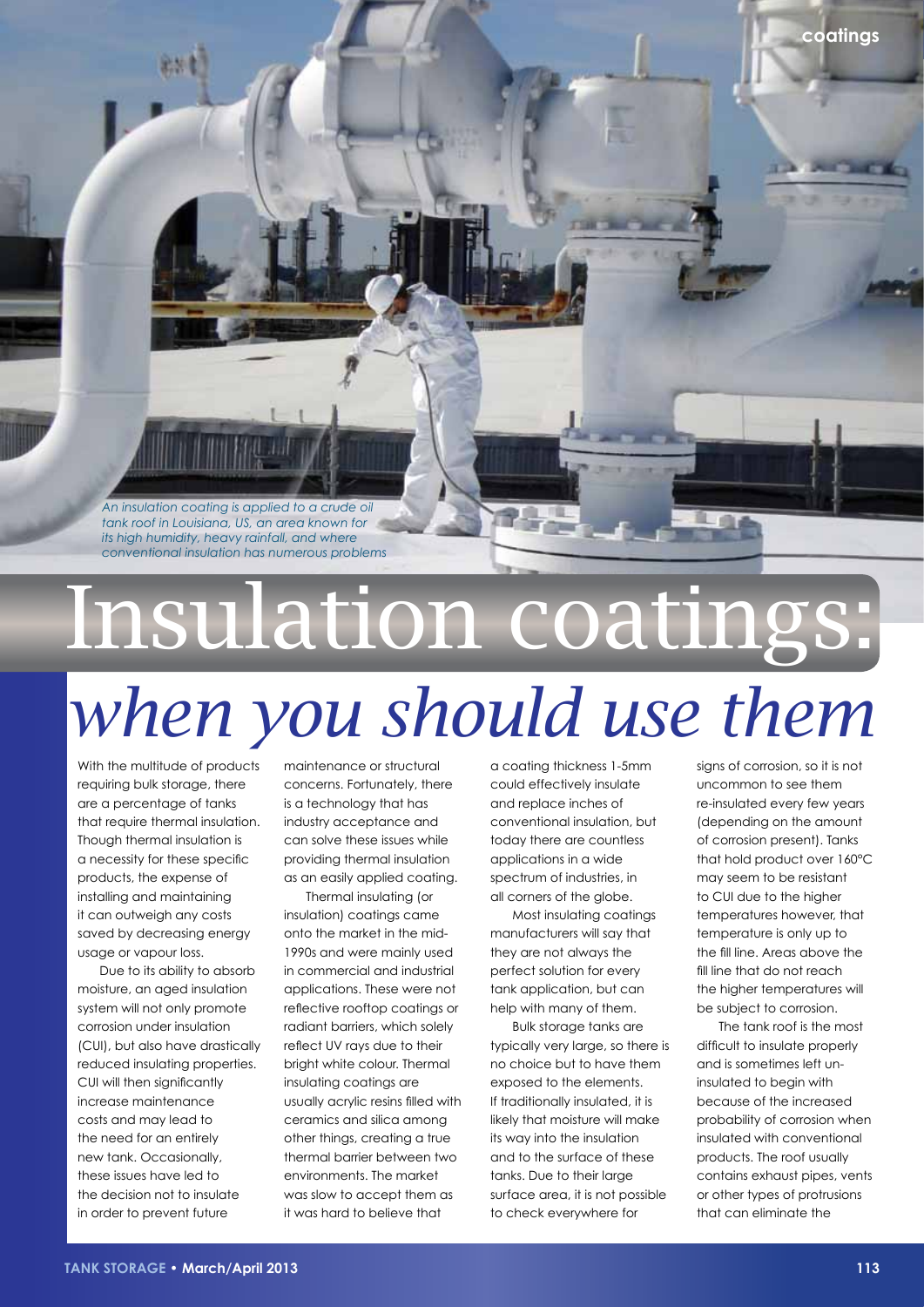An insulation coating is applied to a crude oil tank roof in Louisiana, US, an area known for its high humidity, heavy rainfall, and where conventional insulation has numerous problems

# Insulation coatings: *when you should use them*

With the multitude of products requiring bulk storage, there are a percentage of tanks that require thermal insulation. Though thermal insulation is a necessity for these specific products, the expense of installing and maintaining it can outweigh any costs saved by decreasing energy usage or vapour loss.

Due to its ability to absorb moisture, an aged insulation system will not only promote corrosion under insulation (CUI), but also have drastically reduced insulating properties. CUI will then significantly increase maintenance costs and may lead to the need for an entirely new tank. Occasionally, these issues have led to the decision not to insulate in order to prevent future maintenance or structural concerns. Fortunately, there is a technology that has industry acceptance and can solve these issues while providing thermal insulation as an easily applied coating.

Thermal insulating (or insulation) coatings came onto the market in the mid-1990s and were mainly used in commercial and industrial applications. These were not reflective rooftop coatings or radiant barriers, which solely reflect UV rays due to their bright white colour. Thermal insulating coatings are usually acrylic resins filled with ceramics and silica among other things, creating a true thermal barrier between two environments. The market was slow to accept them as it was hard to believe that a coating thickness 1-5mm could effectively insulate and replace inches of conventional insulation, but today there are countless applications in a wide spectrum of industries, in all corners of the globe.

Most insulating coatings manufacturers will say that they are not always the perfect solution for every tank application, but can help with many of them.

Bulk storage tanks are typically very large, so there is no choice but to have them exposed to the elements. If traditionally insulated, it is likely that moisture will make its way into the insulation and to the surface of these tanks. Due to their large surface area, it is not possible to check everywhere for signs of corrosion, so it is not uncommon to see them re-insulated every few years (depending on the amount of corrosion present). Tanks that hold product over 160°C may seem to be resistant to CUI due to the higher temperatures however, that temperature is only up to the fill line. Areas above the fill line that do not reach the higher temperatures will be subject to corrosion.

The tank roof is the most difficult to insulate properly and is sometimes left un-insulated to begin with because of the increased probability of corrosion when insulated with conventional products. The roof usually contains exhaust pipes, vents or other types of protrusions that can eliminate the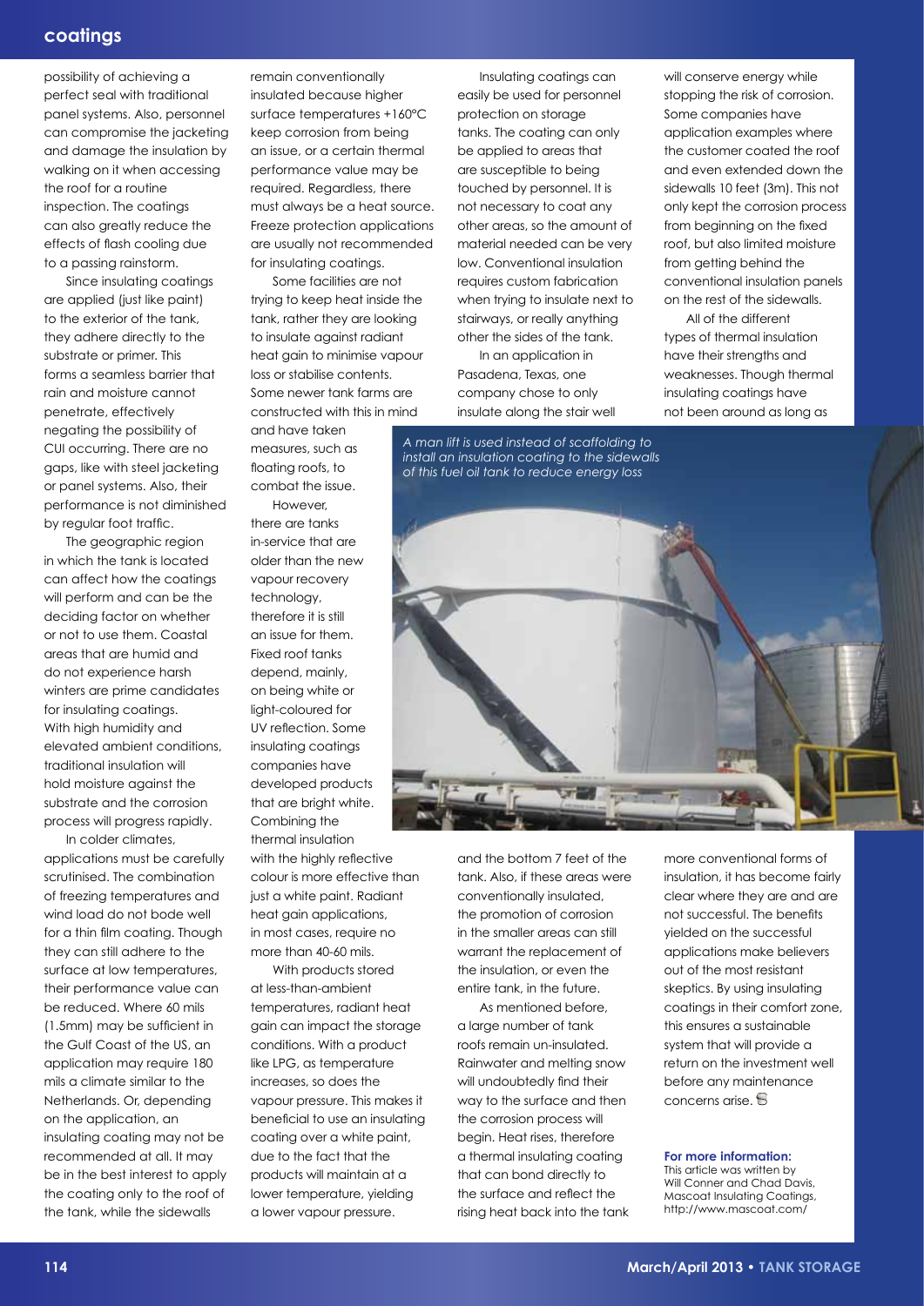possibility of achieving a perfect seal with traditional panel systems. Also, personnel can compromise the jacketing and damage the insulation by walking on it when accessing the roof for a routine inspection. The coatings can also greatly reduce the effects of flash cooling due to a passing rainstorm.

Since insulating coatings are applied (just like paint) to the exterior of the tank, they adhere directly to the substrate or primer. This forms a seamless barrier that rain and moisture cannot penetrate, effectively negating the possibility of CUI occurring. There are no gaps, like with steel jacketing or panel systems. Also, their performance is not diminished by regular foot traffic.

The geographic region in which the tank is located can affect how the coatings will perform and can be the deciding factor on whether or not to use them. Coastal areas that are humid and do not experience harsh winters are prime candidates for insulating coatings. With high humidity and elevated ambient conditions, traditional insulation will hold moisture against the substrate and the corrosion process will progress rapidly.

In colder climates, applications must be carefully scrutinised. The combination of freezing temperatures and wind load do not bode well for a thin film coating. Though they can still adhere to the surface at low temperatures, their performance value can be reduced. Where 60 mils (1.5mm) may be sufficient in the Gulf Coast of the US, an application may require 180 mils a climate similar to the Netherlands. Or, depending on the application, an insulating coating may not be recommended at all. It may be in the best interest to apply the coating only to the roof of the tank, while the sidewalls remain conventionally insulated because higher surface temperatures +160°C keep corrosion from being an issue, or a certain thermal performance value may be required. Regardless, there must always be a heat source. Freeze protection applications are usually not recommended for insulating coatings.

Some facilities are not trying to keep heat inside the tank, rather they are looking to insulate against radiant heat gain to minimise vapour loss or stabilise contents. Some newer tank farms are constructed with this in mind and have taken measures, such as floating roofs, to combat the issue.

However, there are tanks in-service that are older than the new vapour recovery technology, therefore it is still an issue for them. Fixed roof tanks depend, mainly, on being white or light-coloured for UV reflection. Some insulating coatings companies have developed products that are bright white. Combining the thermal insulation with the highly reflective colour is more effective than just a white paint. Radiant heat gain applications, in most cases, require no more than 40-60 mils.

With products stored at less-than-ambient temperatures, radiant heat gain can impact the storage conditions. With a product like LPG, as temperature increases, so does the vapour pressure. This makes it beneficial to use an insulating coating over a white paint, due to the fact that the products will maintain at a lower temperature, yielding a lower vapour pressure.

Insulating coatings can easily be used for personnel protection on storage tanks. The coating can only be applied to areas that are susceptible to being touched by personnel. It is not necessary to coat any other areas, so the amount of material needed can be very low. Conventional insulation requires custom fabrication when trying to insulate next to stairways, or really anything other the sides of the tank.

In an application in Pasadena, Texas, one company chose to only insulate along the stair well and the bottom 7 feet of the tank. Also, if these areas were conventionally insulated, the promotion of corrosion in the smaller areas can still warrant the replacement of the insulation, or even the entire tank, in the future.

As mentioned before, a large number of tank roofs remain un-insulated. Rainwater and melting snow will undoubtedly find their way to the surface and then the corrosion process will begin. Heat rises, therefore a thermal insulating coating that can bond directly to the surface and reflect the rising heat back into the tank will conserve energy while stopping the risk of corrosion. Some companies have application examples where the customer coated the roof and even extended down the sidewalls 10 feet (3m). This not only kept the corrosion process from beginning on the fixed roof, but also limited moisture from getting behind the conventional insulation panels on the rest of the sidewalls.

All of the different types of thermal insulation have their strengths and weaknesses. Though thermal insulating coatings have not been around as long as more conventional forms of insulation, it has become fairly clear where they are and are not successful. The benefits yielded on the successful applications make believers out of the most resistant skeptics. By using insulating coatings in their comfort zone, this ensures a sustainable system that will provide a return on the investment well before any maintenance concerns arise.

*A man lift is used instead of scaffolding to install an insulation coating to the sidewalls of this fuel oil tank to reduce energy loss*

**For more information:**
This article was written by Will Conner and Chad Davis, Mascoat Insulating Coatings, http://www.mascoat.com/